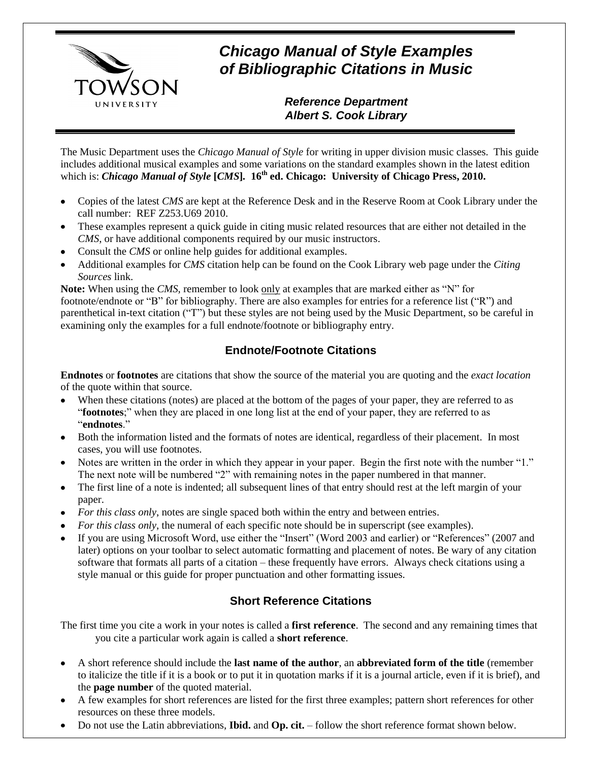# *Chicago Manual of Style Examples of Bibliographic Citations in Music*

***Reference Department***
***Albert S. Cook Library***

The Music Department uses the *Chicago Manual of Style* for writing in upper division music classes. This guide includes additional musical examples and some variations on the standard examples shown in the latest edition which is: ***Chicago Manual of Style* [*CMS*]. 16th ed. Chicago: University of Chicago Press, 2010.**

- Copies of the latest *CMS* are kept at the Reference Desk and in the Reserve Room at Cook Library under the call number: REF Z253.U69 2010.
- These examples represent a quick guide in citing music related resources that are either not detailed in the *CMS*, or have additional components required by our music instructors.
- Consult the *CMS* or online help guides for additional examples.
- Additional examples for *CMS* citation help can be found on the Cook Library web page under the *Citing Sources* link.

**Note:** When using the *CMS*, remember to look only at examples that are marked either as "N" for footnote/endnote or "B" for bibliography. There are also examples for entries for a reference list ("R") and parenthetical in-text citation ("T") but these styles are not being used by the Music Department, so be careful in examining only the examples for a full endnote/footnote or bibliography entry.

## Endnote/Footnote Citations

**Endnotes** or **footnotes** are citations that show the source of the material you are quoting and the *exact location* of the quote within that source.

- When these citations (notes) are placed at the bottom of the pages of your paper, they are referred to as "**footnotes**;" when they are placed in one long list at the end of your paper, they are referred to as "**endnotes**."
- Both the information listed and the formats of notes are identical, regardless of their placement. In most cases, you will use footnotes.
- Notes are written in the order in which they appear in your paper. Begin the first note with the number "1." The next note will be numbered "2" with remaining notes in the paper numbered in that manner.
- The first line of a note is indented; all subsequent lines of that entry should rest at the left margin of your paper.
- *For this class only*, notes are single spaced both within the entry and between entries.
- *For this class only*, the numeral of each specific note should be in superscript (see examples).
- If you are using Microsoft Word, use either the "Insert" (Word 2003 and earlier) or "References" (2007 and later) options on your toolbar to select automatic formatting and placement of notes. Be wary of any citation software that formats all parts of a citation – these frequently have errors. Always check citations using a style manual or this guide for proper punctuation and other formatting issues.

## Short Reference Citations

The first time you cite a work in your notes is called a **first reference**. The second and any remaining times that you cite a particular work again is called a **short reference**.

- A short reference should include the **last name of the author**, an **abbreviated form of the title** (remember to italicize the title if it is a book or to put it in quotation marks if it is a journal article, even if it is brief), and the **page number** of the quoted material.
- A few examples for short references are listed for the first three examples; pattern short references for other resources on these three models.
- Do not use the Latin abbreviations, **Ibid.** and **Op. cit.** – follow the short reference format shown below.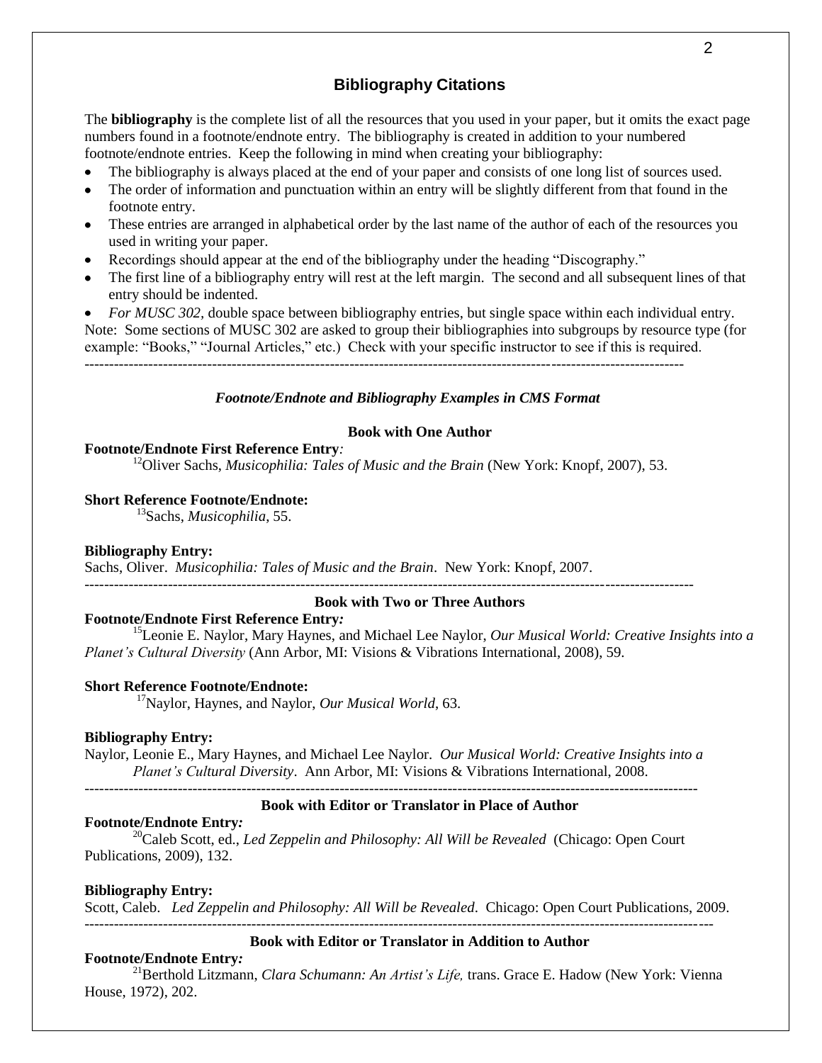## Bibliography Citations

The **bibliography** is the complete list of all the resources that you used in your paper, but it omits the exact page numbers found in a footnote/endnote entry. The bibliography is created in addition to your numbered footnote/endnote entries. Keep the following in mind when creating your bibliography:

- The bibliography is always placed at the end of your paper and consists of one long list of sources used.
- The order of information and punctuation within an entry will be slightly different from that found in the footnote entry.
- These entries are arranged in alphabetical order by the last name of the author of each of the resources you used in writing your paper.
- Recordings should appear at the end of the bibliography under the heading "Discography."
- The first line of a bibliography entry will rest at the left margin. The second and all subsequent lines of that entry should be indented.
- *For MUSC 302*, double space between bibliography entries, but single space within each individual entry.

Note: Some sections of MUSC 302 are asked to group their bibliographies into subgroups by resource type (for example: "Books," "Journal Articles," etc.) Check with your specific instructor to see if this is required.

---

### *Footnote/Endnote and Bibliography Examples in CMS Format*

**Book with One Author**

**Footnote/Endnote First Reference Entry***:*

[12]Oliver Sachs, *Musicophilia: Tales of Music and the Brain* (New York: Knopf, 2007), 53.

**Short Reference Footnote/Endnote:**

[13]Sachs, *Musicophilia*, 55.

**Bibliography Entry:**

Sachs, Oliver. *Musicophilia: Tales of Music and the Brain*. New York: Knopf, 2007.

---

**Book with Two or Three Authors**

**Footnote/Endnote First Reference Entry***:*

[15]Leonie E. Naylor, Mary Haynes, and Michael Lee Naylor, *Our Musical World: Creative Insights into a Planet's Cultural Diversity* (Ann Arbor, MI: Visions & Vibrations International, 2008), 59.

**Short Reference Footnote/Endnote:**

[17]Naylor, Haynes, and Naylor, *Our Musical World*, 63.

**Bibliography Entry:**

Naylor, Leonie E., Mary Haynes, and Michael Lee Naylor. *Our Musical World: Creative Insights into a Planet's Cultural Diversity*. Ann Arbor, MI: Visions & Vibrations International, 2008.

---

**Book with Editor or Translator in Place of Author**

**Footnote/Endnote Entry***:*

[20]Caleb Scott, ed., *Led Zeppelin and Philosophy: All Will be Revealed* (Chicago: Open Court Publications, 2009), 132.

**Bibliography Entry:**

Scott, Caleb. *Led Zeppelin and Philosophy: All Will be Revealed*. Chicago: Open Court Publications, 2009.

---

**Book with Editor or Translator in Addition to Author**

**Footnote/Endnote Entry***:*

[21]Berthold Litzmann, *Clara Schumann: An Artist's Life,* trans. Grace E. Hadow (New York: Vienna House, 1972), 202.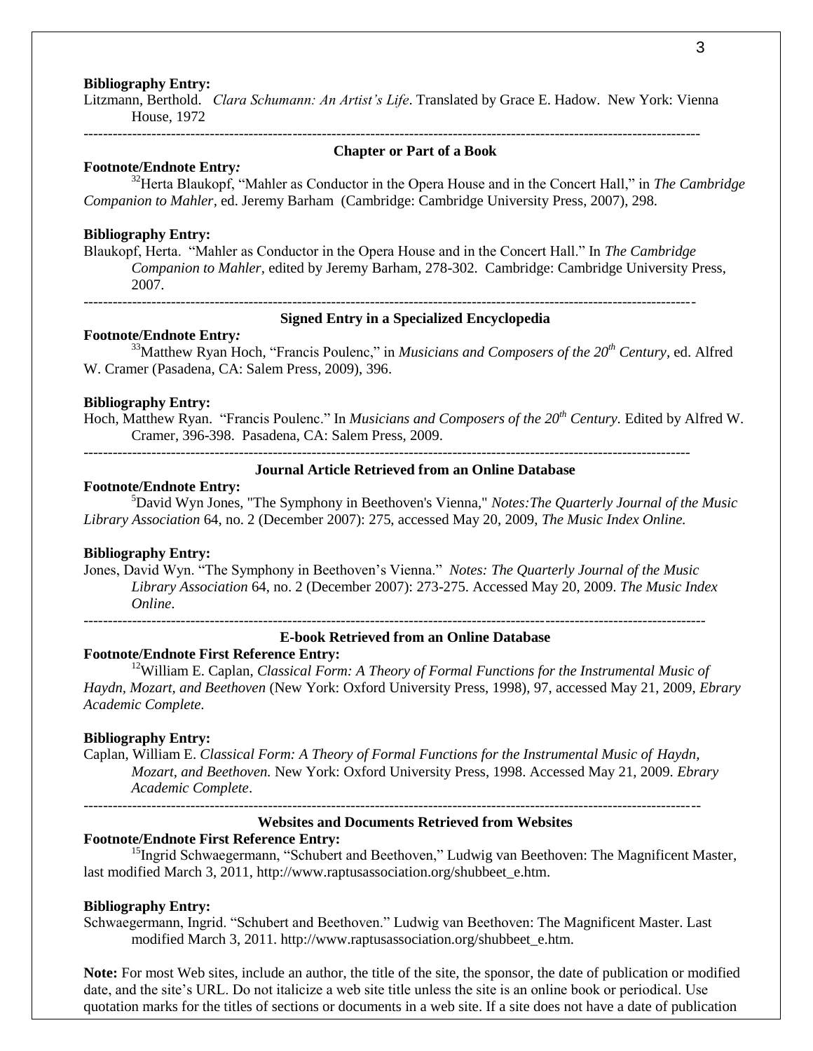**Bibliography Entry:**

Litzmann, Berthold. *Clara Schumann: An Artist's Life*. Translated by Grace E. Hadow. New York: Vienna House, 1972

---

### Chapter or Part of a Book

**Footnote/Endnote Entry:**

[32]Herta Blaukopf, "Mahler as Conductor in the Opera House and in the Concert Hall," in *The Cambridge Companion to Mahler*, ed. Jeremy Barham (Cambridge: Cambridge University Press, 2007), 298.

**Bibliography Entry:**

Blaukopf, Herta. "Mahler as Conductor in the Opera House and in the Concert Hall." In *The Cambridge Companion to Mahler*, edited by Jeremy Barham, 278-302. Cambridge: Cambridge University Press, 2007.

---

### Signed Entry in a Specialized Encyclopedia

**Footnote/Endnote Entry:**

[33]Matthew Ryan Hoch, "Francis Poulenc," in *Musicians and Composers of the 20th Century*, ed. Alfred W. Cramer (Pasadena, CA: Salem Press, 2009), 396.

**Bibliography Entry:**

Hoch, Matthew Ryan. "Francis Poulenc." In *Musicians and Composers of the 20th Century.* Edited by Alfred W. Cramer, 396-398. Pasadena, CA: Salem Press, 2009.

---

### Journal Article Retrieved from an Online Database

**Footnote/Endnote Entry:**

[5]David Wyn Jones, "The Symphony in Beethoven's Vienna," *Notes:The Quarterly Journal of the Music Library Association* 64, no. 2 (December 2007): 275, accessed May 20, 2009, *The Music Index Online.*

**Bibliography Entry:**

Jones, David Wyn. "The Symphony in Beethoven's Vienna." *Notes: The Quarterly Journal of the Music Library Association* 64, no. 2 (December 2007): 273-275. Accessed May 20, 2009. *The Music Index Online*.

---

### E-book Retrieved from an Online Database

**Footnote/Endnote First Reference Entry:**

[12]William E. Caplan, *Classical Form: A Theory of Formal Functions for the Instrumental Music of Haydn, Mozart, and Beethoven* (New York: Oxford University Press, 1998), 97, accessed May 21, 2009, *Ebrary Academic Complete.*

**Bibliography Entry:**

Caplan, William E. *Classical Form: A Theory of Formal Functions for the Instrumental Music of Haydn, Mozart, and Beethoven.* New York: Oxford University Press, 1998. Accessed May 21, 2009. *Ebrary Academic Complete*.

---

### Websites and Documents Retrieved from Websites

**Footnote/Endnote First Reference Entry:**

[15]Ingrid Schwaegermann, "Schubert and Beethoven," Ludwig van Beethoven: The Magnificent Master, last modified March 3, 2011, http://www.raptusassociation.org/shubbeet_e.htm.

**Bibliography Entry:**

Schwaegermann, Ingrid. "Schubert and Beethoven." Ludwig van Beethoven: The Magnificent Master. Last modified March 3, 2011. http://www.raptusassociation.org/shubbeet_e.htm.

**Note:** For most Web sites, include an author, the title of the site, the sponsor, the date of publication or modified date, and the site's URL. Do not italicize a web site title unless the site is an online book or periodical. Use quotation marks for the titles of sections or documents in a web site. If a site does not have a date of publication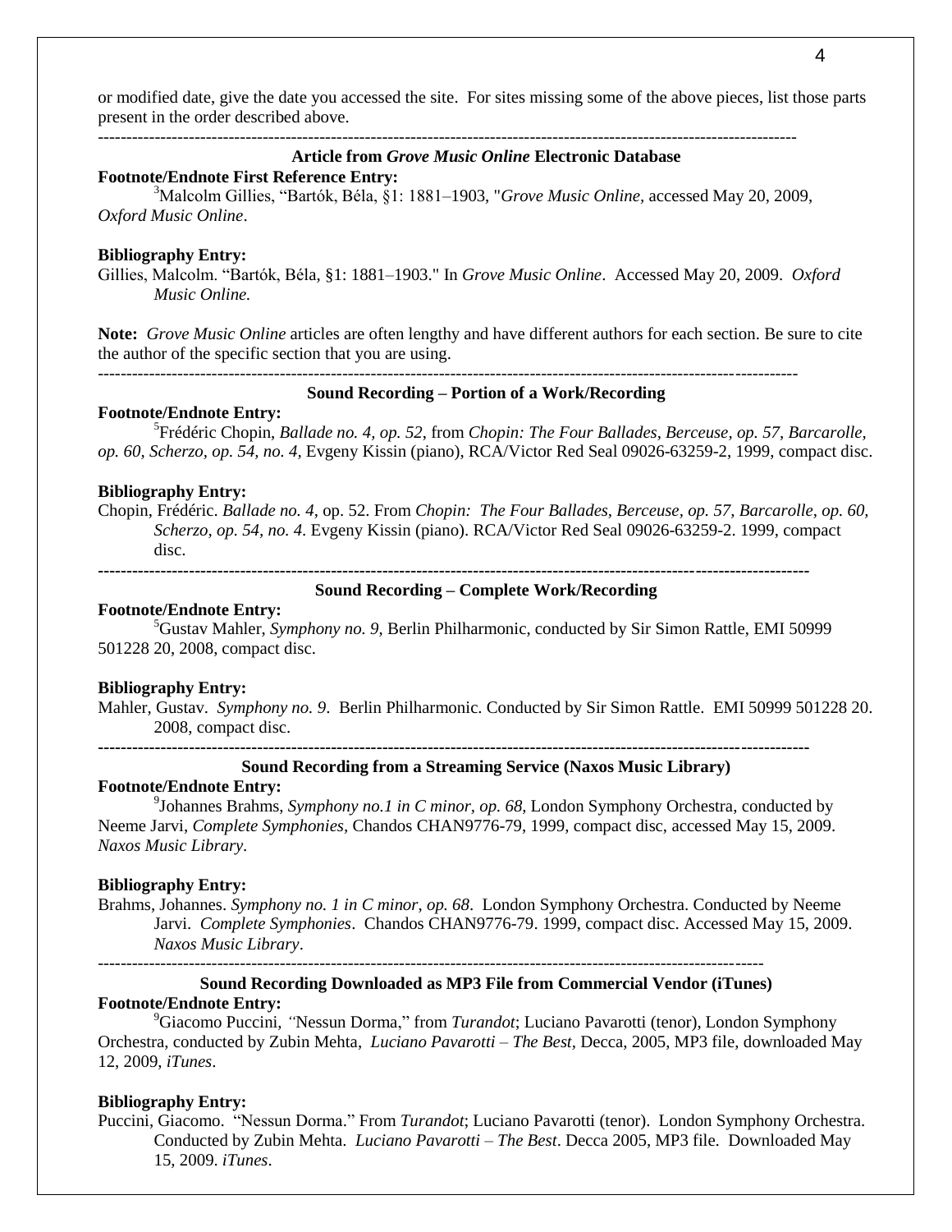or modified date, give the date you accessed the site. For sites missing some of the above pieces, list those parts present in the order described above.

---

### Article from *Grove Music Online* Electronic Database

**Footnote/Endnote First Reference Entry:**

[3]Malcolm Gillies, "Bartók, Béla, §1: 1881–1903, "*Grove Music Online*, accessed May 20, 2009, *Oxford Music Online*.

**Bibliography Entry:**

Gillies, Malcolm. "Bartók, Béla, §1: 1881–1903." In *Grove Music Online*. Accessed May 20, 2009. *Oxford Music Online.*

**Note:** *Grove Music Online* articles are often lengthy and have different authors for each section. Be sure to cite the author of the specific section that you are using.

---

### Sound Recording – Portion of a Work/Recording

**Footnote/Endnote Entry:**

[5]Frédéric Chopin, *Ballade no. 4, op. 52*, from *Chopin: The Four Ballades, Berceuse, op. 57, Barcarolle, op. 60, Scherzo, op. 54, no. 4*, Evgeny Kissin (piano), RCA/Victor Red Seal 09026-63259-2, 1999, compact disc.

**Bibliography Entry:**

Chopin, Frédéric. *Ballade no. 4*, op. 52. From *Chopin: The Four Ballades, Berceuse, op. 57, Barcarolle, op. 60, Scherzo, op. 54, no. 4*. Evgeny Kissin (piano). RCA/Victor Red Seal 09026-63259-2. 1999, compact disc.

---

### Sound Recording – Complete Work/Recording

**Footnote/Endnote Entry:**

[5]Gustav Mahler, *Symphony no. 9*, Berlin Philharmonic, conducted by Sir Simon Rattle, EMI 50999 501228 20, 2008, compact disc.

**Bibliography Entry:**

Mahler, Gustav. *Symphony no. 9*. Berlin Philharmonic. Conducted by Sir Simon Rattle. EMI 50999 501228 20. 2008, compact disc.

---

### Sound Recording from a Streaming Service (Naxos Music Library)

**Footnote/Endnote Entry:**

[9]Johannes Brahms, *Symphony no.1 in C minor, op. 68*, London Symphony Orchestra, conducted by Neeme Jarvi, *Complete Symphonies*, Chandos CHAN9776-79, 1999, compact disc, accessed May 15, 2009. *Naxos Music Library*.

**Bibliography Entry:**

Brahms, Johannes. *Symphony no. 1 in C minor*, *op. 68*. London Symphony Orchestra. Conducted by Neeme Jarvi. *Complete Symphonies*. Chandos CHAN9776-79. 1999, compact disc. Accessed May 15, 2009. *Naxos Music Library*.

---

### Sound Recording Downloaded as MP3 File from Commercial Vendor (iTunes)

**Footnote/Endnote Entry:**

[9]Giacomo Puccini, *"*Nessun Dorma," from *Turandot*; Luciano Pavarotti (tenor), London Symphony Orchestra, conducted by Zubin Mehta, *Luciano Pavarotti – The Best*, Decca, 2005, MP3 file, downloaded May 12, 2009, *iTunes*.

**Bibliography Entry:**

Puccini, Giacomo. "Nessun Dorma." From *Turandot*; Luciano Pavarotti (tenor). London Symphony Orchestra. Conducted by Zubin Mehta. *Luciano Pavarotti – The Best*. Decca 2005, MP3 file. Downloaded May 15, 2009. *iTunes*.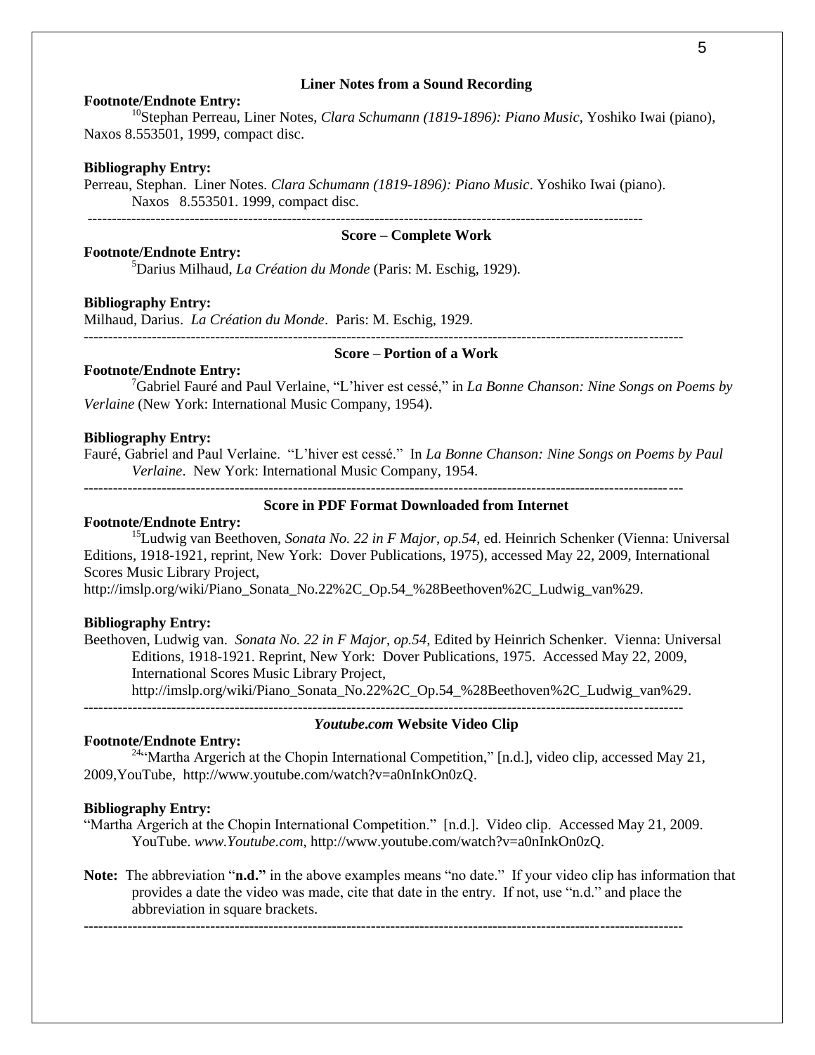### Liner Notes from a Sound Recording

**Footnote/Endnote Entry:**

[10]Stephan Perreau, Liner Notes, *Clara Schumann (1819-1896): Piano Music*, Yoshiko Iwai (piano), Naxos 8.553501, 1999, compact disc.

**Bibliography Entry:**

Perreau, Stephan. Liner Notes. *Clara Schumann (1819-1896): Piano Music*. Yoshiko Iwai (piano). Naxos 8.553501. 1999, compact disc.

---

### Score – Complete Work

**Footnote/Endnote Entry:**

[5]Darius Milhaud, *La Création du Monde* (Paris: M. Eschig, 1929).

**Bibliography Entry:**

Milhaud, Darius. *La Création du Monde*. Paris: M. Eschig, 1929.

---

### Score – Portion of a Work

**Footnote/Endnote Entry:**

[7]Gabriel Fauré and Paul Verlaine, "L'hiver est cessé," in *La Bonne Chanson: Nine Songs on Poems by Verlaine* (New York: International Music Company, 1954).

**Bibliography Entry:**

Fauré, Gabriel and Paul Verlaine. "L'hiver est cessé." In *La Bonne Chanson: Nine Songs on Poems by Paul Verlaine*. New York: International Music Company, 1954.

---

### Score in PDF Format Downloaded from Internet

**Footnote/Endnote Entry:**

[15]Ludwig van Beethoven, *Sonata No. 22 in F Major*, *op.54*, ed. Heinrich Schenker (Vienna: Universal Editions, 1918-1921, reprint, New York: Dover Publications, 1975), accessed May 22, 2009, International Scores Music Library Project, http://imslp.org/wiki/Piano_Sonata_No.22%2C_Op.54_%28Beethoven%2C_Ludwig_van%29.

**Bibliography Entry:**

Beethoven, Ludwig van. *Sonata No. 22 in F Major*, *op.54,* Edited by Heinrich Schenker. Vienna: Universal Editions, 1918-1921. Reprint, New York: Dover Publications, 1975. Accessed May 22, 2009, International Scores Music Library Project, http://imslp.org/wiki/Piano_Sonata_No.22%2C_Op.54_%28Beethoven%2C_Ludwig_van%29.

---

### *Youtube.com* Website Video Clip

**Footnote/Endnote Entry:**

[24]"Martha Argerich at the Chopin International Competition," [n.d.], video clip, accessed May 21, 2009,YouTube, http://www.youtube.com/watch?v=a0nInkOn0zQ.

**Bibliography Entry:**

"Martha Argerich at the Chopin International Competition." [n.d.]. Video clip. Accessed May 21, 2009. YouTube. *www.Youtube.com*, http://www.youtube.com/watch?v=a0nInkOn0zQ.

**Note:** The abbreviation "**n.d.**" in the above examples means "no date." If your video clip has information that provides a date the video was made, cite that date in the entry. If not, use "n.d." and place the abbreviation in square brackets.

---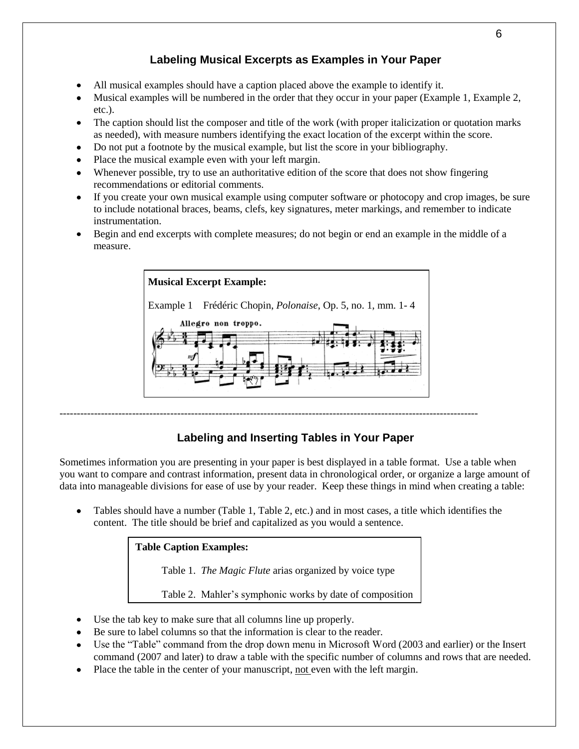## Labeling Musical Excerpts as Examples in Your Paper

- All musical examples should have a caption placed above the example to identify it.
- Musical examples will be numbered in the order that they occur in your paper (Example 1, Example 2, etc.).
- The caption should list the composer and title of the work (with proper italicization or quotation marks as needed), with measure numbers identifying the exact location of the excerpt within the score.
- Do not put a footnote by the musical example, but list the score in your bibliography.
- Place the musical example even with your left margin.
- Whenever possible, try to use an authoritative edition of the score that does not show fingering recommendations or editorial comments.
- If you create your own musical example using computer software or photocopy and crop images, be sure to include notational braces, beams, clefs, key signatures, meter markings, and remember to indicate instrumentation.
- Begin and end excerpts with complete measures; do not begin or end an example in the middle of a measure.

**Musical Excerpt Example:**

Example 1 Frédéric Chopin, *Polonaise*, Op. 5, no. 1, mm. 1- 4

---

## Labeling and Inserting Tables in Your Paper

Sometimes information you are presenting in your paper is best displayed in a table format. Use a table when you want to compare and contrast information, present data in chronological order, or organize a large amount of data into manageable divisions for ease of use by your reader. Keep these things in mind when creating a table:

- Tables should have a number (Table 1, Table 2, etc.) and in most cases, a title which identifies the content. The title should be brief and capitalized as you would a sentence.

**Table Caption Examples:**

Table 1. *The Magic Flute* arias organized by voice type

Table 2. Mahler's symphonic works by date of composition

- Use the tab key to make sure that all columns line up properly.
- Be sure to label columns so that the information is clear to the reader.
- Use the "Table" command from the drop down menu in Microsoft Word (2003 and earlier) or the Insert command (2007 and later) to draw a table with the specific number of columns and rows that are needed.
- Place the table in the center of your manuscript, not even with the left margin.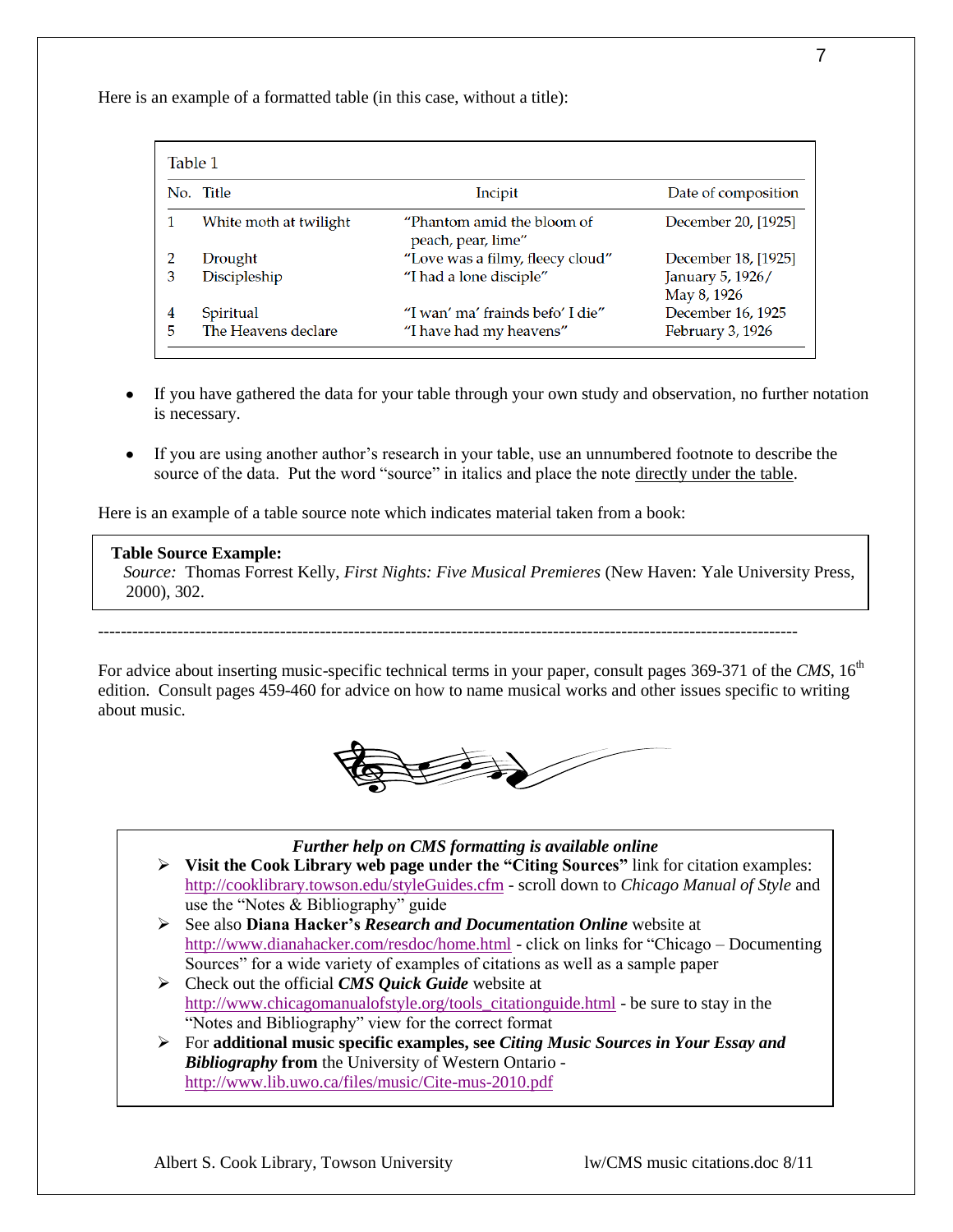Here is an example of a formatted table (in this case, without a title):

Table 1

| No. | Title | Incipit | Date of composition |
|---|---|---|---|
| 1 | White moth at twilight | "Phantom amid the bloom of peach, pear, lime" | December 20, [1925] |
| 2 | Drought | "Love was a filmy, fleecy cloud" | December 18, [1925] |
| 3 | Discipleship | "I had a lone disciple" | January 5, 1926/ May 8, 1926 |
| 4 | Spiritual | "I wan' ma' fraínds befo' I die" | December 16, 1925 |
| 5 | The Heavens declare | "I have had my heavens" | February 3, 1926 |

- If you have gathered the data for your table through your own study and observation, no further notation is necessary.

- If you are using another author's research in your table, use an unnumbered footnote to describe the source of the data. Put the word "source" in italics and place the note directly under the table.

Here is an example of a table source note which indicates material taken from a book:

**Table Source Example:**
*Source:* Thomas Forrest Kelly, *First Nights: Five Musical Premieres* (New Haven: Yale University Press, 2000), 302.

---

For advice about inserting music-specific technical terms in your paper, consult pages 369-371 of the *CMS*, 16th edition. Consult pages 459-460 for advice on how to name musical works and other issues specific to writing about music.

***Further help on CMS formatting is available online***

- **Visit the Cook Library web page under the "Citing Sources"** link for citation examples: http://cooklibrary.towson.edu/styleGuides.cfm - scroll down to *Chicago Manual of Style* and use the "Notes & Bibliography" guide
- See also **Diana Hacker's *Research and Documentation Online*** website at http://www.dianahacker.com/resdoc/home.html - click on links for "Chicago – Documenting Sources" for a wide variety of examples of citations as well as a sample paper
- Check out the official ***CMS Quick Guide*** website at http://www.chicagomanualofstyle.org/tools_citationguide.html - be sure to stay in the "Notes and Bibliography" view for the correct format
- For **additional music specific examples, see *Citing Music Sources in Your Essay and Bibliography* from** the University of Western Ontario - http://www.lib.uwo.ca/files/music/Cite-mus-2010.pdf